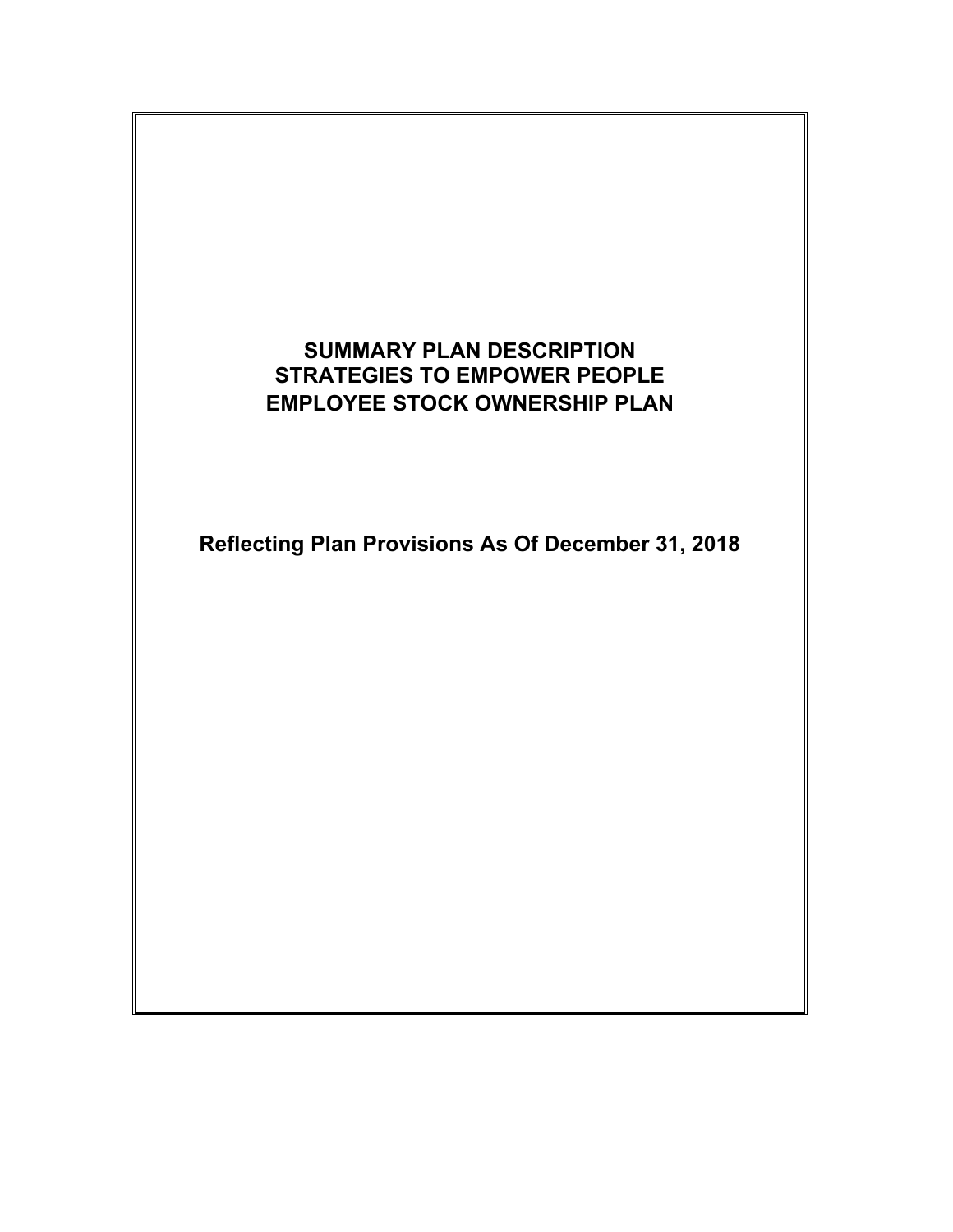# SUMMARY PLAN DESCRIPTION
# STRATEGIES TO EMPOWER PEOPLE
# EMPLOYEE STOCK OWNERSHIP PLAN

**Reflecting Plan Provisions As Of December 31, 2018**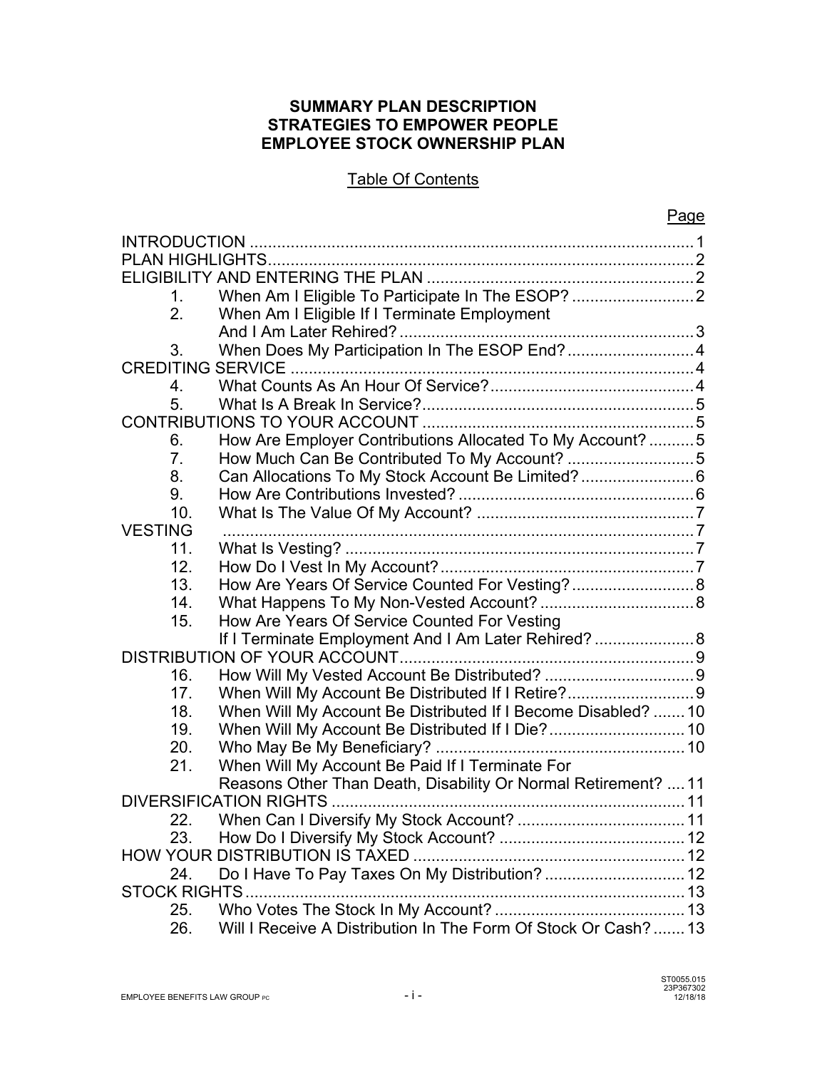**SUMMARY PLAN DESCRIPTION**
**STRATEGIES TO EMPOWER PEOPLE**
**EMPLOYEE STOCK OWNERSHIP PLAN**

Table Of Contents

| | | Page |
|---|---|---|
| INTRODUCTION | | 1 |
| PLAN HIGHLIGHTS | | 2 |
| ELIGIBILITY AND ENTERING THE PLAN | | 2 |
| 1. | When Am I Eligible To Participate In The ESOP? | 2 |
| 2. | When Am I Eligible If I Terminate Employment And I Am Later Rehired? | 3 |
| 3. | When Does My Participation In The ESOP End? | 4 |
| CREDITING SERVICE | | 4 |
| 4. | What Counts As An Hour Of Service? | 4 |
| 5. | What Is A Break In Service? | 5 |
| CONTRIBUTIONS TO YOUR ACCOUNT | | 5 |
| 6. | How Are Employer Contributions Allocated To My Account? | 5 |
| 7. | How Much Can Be Contributed To My Account? | 5 |
| 8. | Can Allocations To My Stock Account Be Limited? | 6 |
| 9. | How Are Contributions Invested? | 6 |
| 10. | What Is The Value Of My Account? | 7 |
| VESTING | | 7 |
| 11. | What Is Vesting? | 7 |
| 12. | How Do I Vest In My Account? | 7 |
| 13. | How Are Years Of Service Counted For Vesting? | 8 |
| 14. | What Happens To My Non-Vested Account? | 8 |
| 15. | How Are Years Of Service Counted For Vesting If I Terminate Employment And I Am Later Rehired? | 8 |
| DISTRIBUTION OF YOUR ACCOUNT | | 9 |
| 16. | How Will My Vested Account Be Distributed? | 9 |
| 17. | When Will My Account Be Distributed If I Retire? | 9 |
| 18. | When Will My Account Be Distributed If I Become Disabled? | 10 |
| 19. | When Will My Account Be Distributed If I Die? | 10 |
| 20. | Who May Be My Beneficiary? | 10 |
| 21. | When Will My Account Be Paid If I Terminate For Reasons Other Than Death, Disability Or Normal Retirement? | 11 |
| DIVERSIFICATION RIGHTS | | 11 |
| 22. | When Can I Diversify My Stock Account? | 11 |
| 23. | How Do I Diversify My Stock Account? | 12 |
| HOW YOUR DISTRIBUTION IS TAXED | | 12 |
| 24. | Do I Have To Pay Taxes On My Distribution? | 12 |
| STOCK RIGHTS | | 13 |
| 25. | Who Votes The Stock In My Account? | 13 |
| 26. | Will I Receive A Distribution In The Form Of Stock Or Cash? | 13 |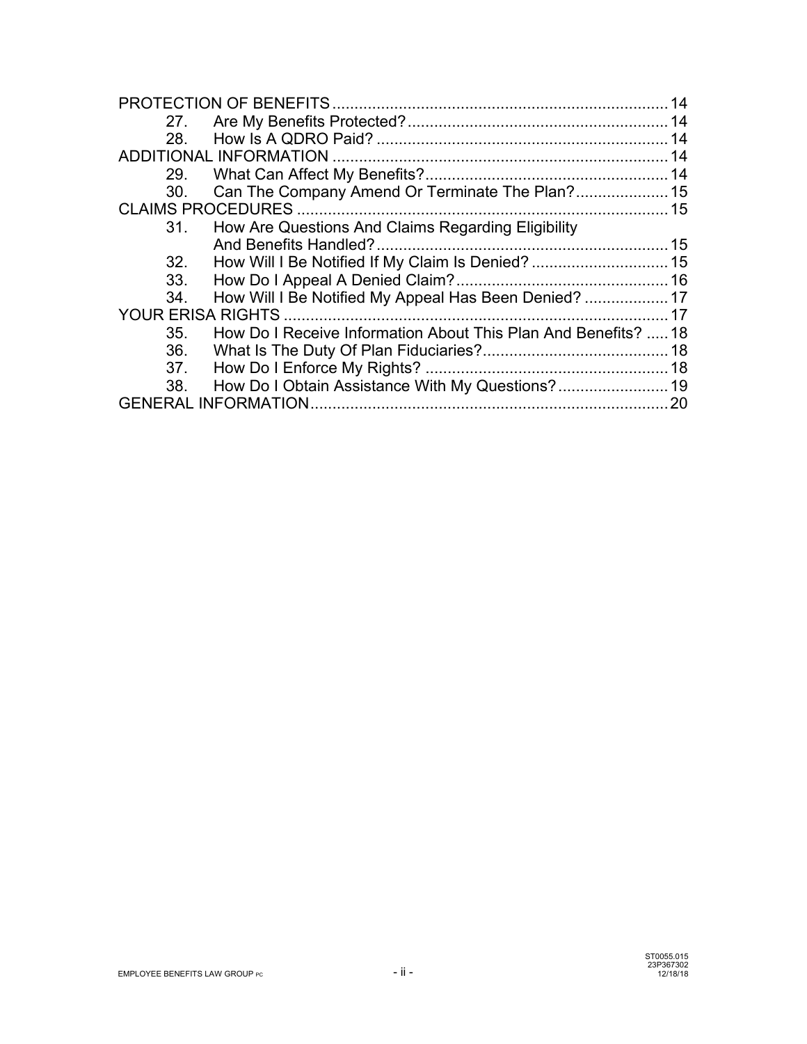PROTECTION OF BENEFITS ... 14
- 27. Are My Benefits Protected? ... 14
- 28. How Is A QDRO Paid? ... 14

ADDITIONAL INFORMATION ... 14
- 29. What Can Affect My Benefits? ... 14
- 30. Can The Company Amend Or Terminate The Plan? ... 15

CLAIMS PROCEDURES ... 15
- 31. How Are Questions And Claims Regarding Eligibility And Benefits Handled? ... 15
- 32. How Will I Be Notified If My Claim Is Denied? ... 15
- 33. How Do I Appeal A Denied Claim? ... 16
- 34. How Will I Be Notified My Appeal Has Been Denied? ... 17

YOUR ERISA RIGHTS ... 17
- 35. How Do I Receive Information About This Plan And Benefits? ... 18
- 36. What Is The Duty Of Plan Fiduciaries? ... 18
- 37. How Do I Enforce My Rights? ... 18
- 38. How Do I Obtain Assistance With My Questions? ... 19

GENERAL INFORMATION ... 20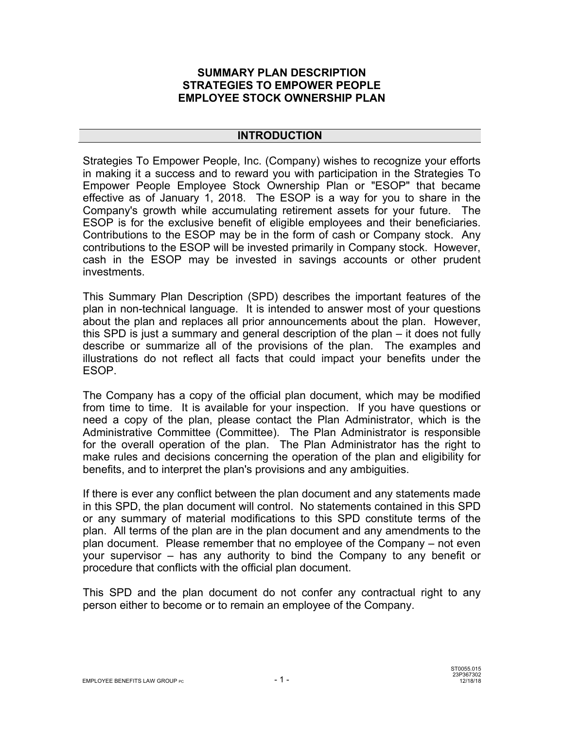# SUMMARY PLAN DESCRIPTION STRATEGIES TO EMPOWER PEOPLE EMPLOYEE STOCK OWNERSHIP PLAN

## INTRODUCTION

Strategies To Empower People, Inc. (Company) wishes to recognize your efforts in making it a success and to reward you with participation in the Strategies To Empower People Employee Stock Ownership Plan or "ESOP" that became effective as of January 1, 2018. The ESOP is a way for you to share in the Company's growth while accumulating retirement assets for your future. The ESOP is for the exclusive benefit of eligible employees and their beneficiaries. Contributions to the ESOP may be in the form of cash or Company stock. Any contributions to the ESOP will be invested primarily in Company stock. However, cash in the ESOP may be invested in savings accounts or other prudent investments.

This Summary Plan Description (SPD) describes the important features of the plan in non-technical language. It is intended to answer most of your questions about the plan and replaces all prior announcements about the plan. However, this SPD is just a summary and general description of the plan – it does not fully describe or summarize all of the provisions of the plan. The examples and illustrations do not reflect all facts that could impact your benefits under the ESOP.

The Company has a copy of the official plan document, which may be modified from time to time. It is available for your inspection. If you have questions or need a copy of the plan, please contact the Plan Administrator, which is the Administrative Committee (Committee). The Plan Administrator is responsible for the overall operation of the plan. The Plan Administrator has the right to make rules and decisions concerning the operation of the plan and eligibility for benefits, and to interpret the plan's provisions and any ambiguities.

If there is ever any conflict between the plan document and any statements made in this SPD, the plan document will control. No statements contained in this SPD or any summary of material modifications to this SPD constitute terms of the plan. All terms of the plan are in the plan document and any amendments to the plan document. Please remember that no employee of the Company – not even your supervisor – has any authority to bind the Company to any benefit or procedure that conflicts with the official plan document.

This SPD and the plan document do not confer any contractual right to any person either to become or to remain an employee of the Company.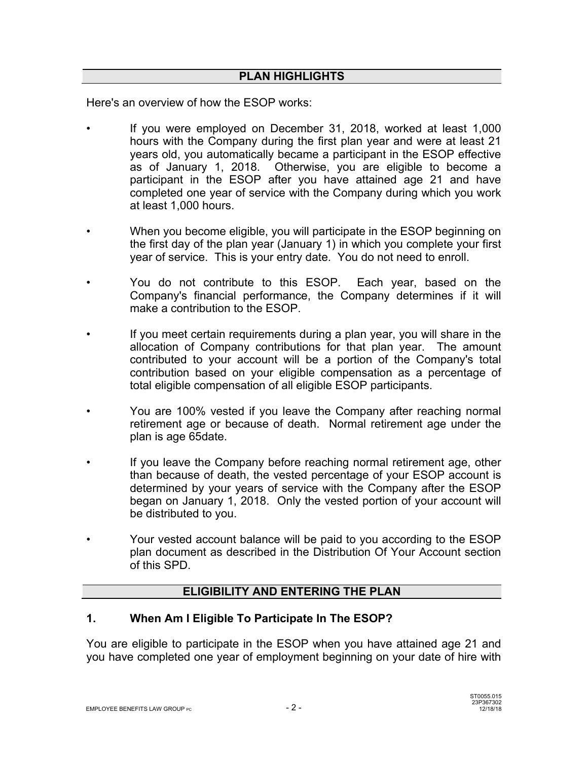## PLAN HIGHLIGHTS

Here's an overview of how the ESOP works:

- If you were employed on December 31, 2018, worked at least 1,000 hours with the Company during the first plan year and were at least 21 years old, you automatically became a participant in the ESOP effective as of January 1, 2018. Otherwise, you are eligible to become a participant in the ESOP after you have attained age 21 and have completed one year of service with the Company during which you work at least 1,000 hours.
- When you become eligible, you will participate in the ESOP beginning on the first day of the plan year (January 1) in which you complete your first year of service. This is your entry date. You do not need to enroll.
- You do not contribute to this ESOP. Each year, based on the Company's financial performance, the Company determines if it will make a contribution to the ESOP.
- If you meet certain requirements during a plan year, you will share in the allocation of Company contributions for that plan year. The amount contributed to your account will be a portion of the Company's total contribution based on your eligible compensation as a percentage of total eligible compensation of all eligible ESOP participants.
- You are 100% vested if you leave the Company after reaching normal retirement age or because of death. Normal retirement age under the plan is age 65date.
- If you leave the Company before reaching normal retirement age, other than because of death, the vested percentage of your ESOP account is determined by your years of service with the Company after the ESOP began on January 1, 2018. Only the vested portion of your account will be distributed to you.
- Your vested account balance will be paid to you according to the ESOP plan document as described in the Distribution Of Your Account section of this SPD.

## ELIGIBILITY AND ENTERING THE PLAN

### 1. When Am I Eligible To Participate In The ESOP?

You are eligible to participate in the ESOP when you have attained age 21 and you have completed one year of employment beginning on your date of hire with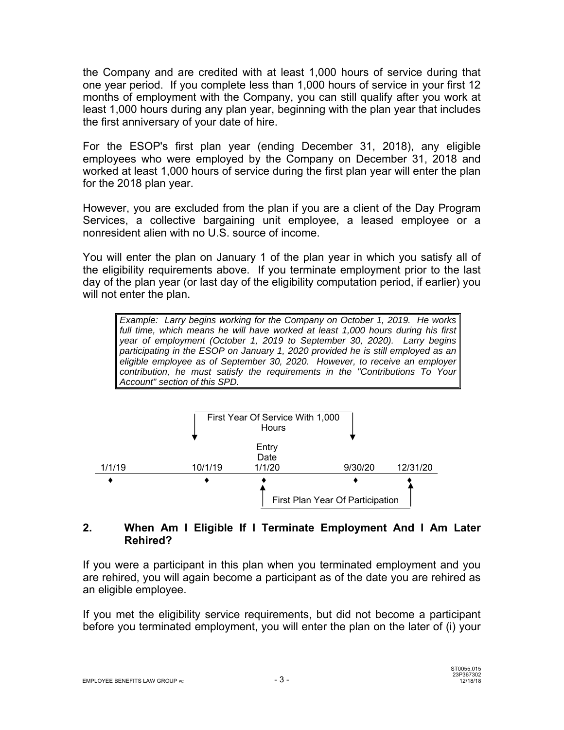the Company and are credited with at least 1,000 hours of service during that one year period. If you complete less than 1,000 hours of service in your first 12 months of employment with the Company, you can still qualify after you work at least 1,000 hours during any plan year, beginning with the plan year that includes the first anniversary of your date of hire.

For the ESOP's first plan year (ending December 31, 2018), any eligible employees who were employed by the Company on December 31, 2018 and worked at least 1,000 hours of service during the first plan year will enter the plan for the 2018 plan year.

However, you are excluded from the plan if you are a client of the Day Program Services, a collective bargaining unit employee, a leased employee or a nonresident alien with no U.S. source of income.

You will enter the plan on January 1 of the plan year in which you satisfy all of the eligibility requirements above. If you terminate employment prior to the last day of the plan year (or last day of the eligibility computation period, if earlier) you will not enter the plan.

> *Example: Larry begins working for the Company on October 1, 2019. He works full time, which means he will have worked at least 1,000 hours during his first year of employment (October 1, 2019 to September 30, 2020). Larry begins participating in the ESOP on January 1, 2020 provided he is still employed as an eligible employee as of September 30, 2020. However, to receive an employer contribution, he must satisfy the requirements in the "Contributions To Your Account" section of this SPD.*

First Year Of Service With 1,000 Hours (10/1/19 – 9/30/20)

| 1/1/19 | 10/1/19 | 1/1/20 (Entry Date) | 9/30/20 | 12/31/20 |
|---|---|---|---|---|

First Plan Year Of Participation (1/1/20 – 12/31/20)

## 2. When Am I Eligible If I Terminate Employment And I Am Later Rehired?

If you were a participant in this plan when you terminated employment and you are rehired, you will again become a participant as of the date you are rehired as an eligible employee.

If you met the eligibility service requirements, but did not become a participant before you terminated employment, you will enter the plan on the later of (i) your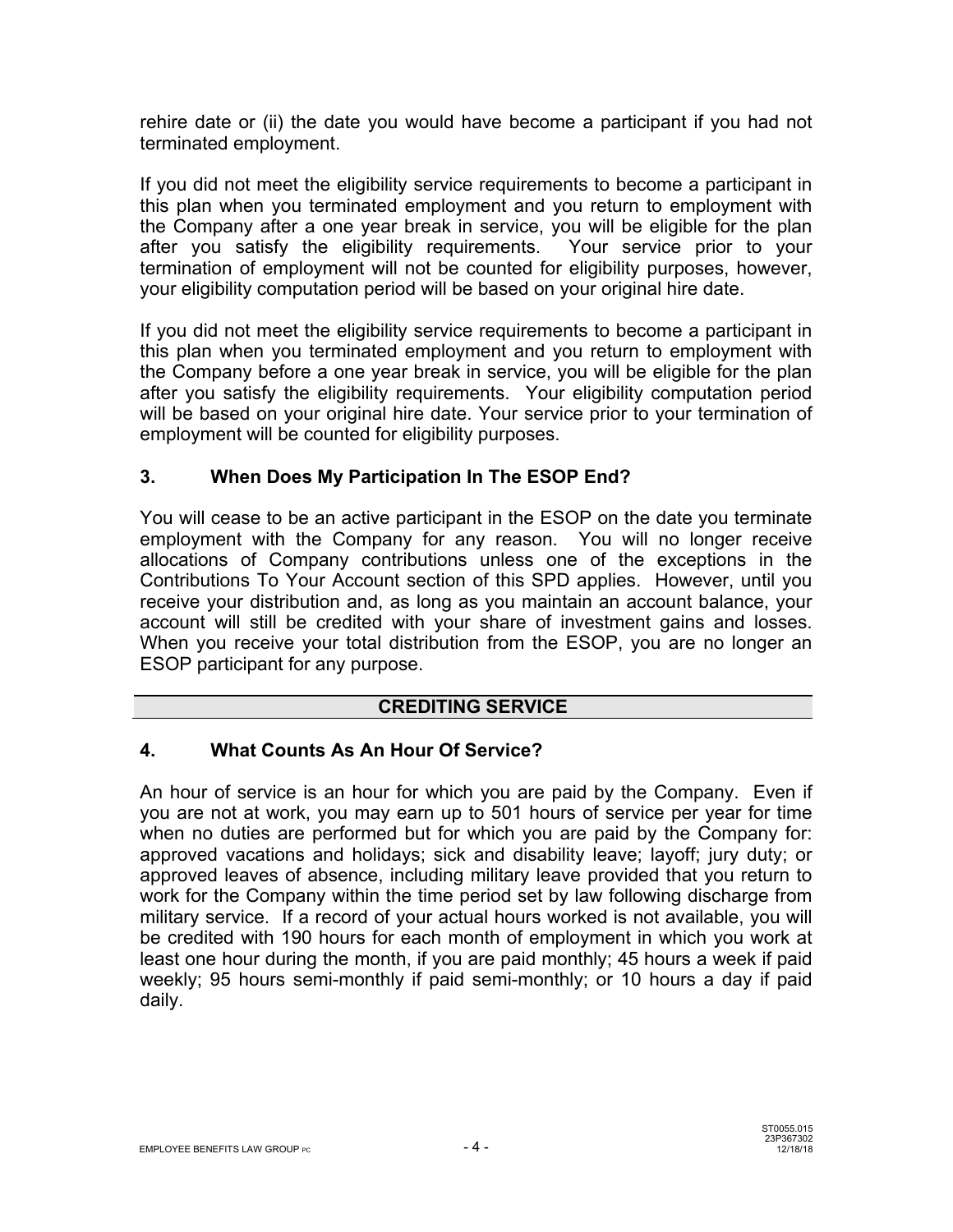rehire date or (ii) the date you would have become a participant if you had not terminated employment.

If you did not meet the eligibility service requirements to become a participant in this plan when you terminated employment and you return to employment with the Company after a one year break in service, you will be eligible for the plan after you satisfy the eligibility requirements. Your service prior to your termination of employment will not be counted for eligibility purposes, however, your eligibility computation period will be based on your original hire date.

If you did not meet the eligibility service requirements to become a participant in this plan when you terminated employment and you return to employment with the Company before a one year break in service, you will be eligible for the plan after you satisfy the eligibility requirements. Your eligibility computation period will be based on your original hire date. Your service prior to your termination of employment will be counted for eligibility purposes.

### 3. When Does My Participation In The ESOP End?

You will cease to be an active participant in the ESOP on the date you terminate employment with the Company for any reason. You will no longer receive allocations of Company contributions unless one of the exceptions in the Contributions To Your Account section of this SPD applies. However, until you receive your distribution and, as long as you maintain an account balance, your account will still be credited with your share of investment gains and losses. When you receive your total distribution from the ESOP, you are no longer an ESOP participant for any purpose.

## CREDITING SERVICE

### 4. What Counts As An Hour Of Service?

An hour of service is an hour for which you are paid by the Company. Even if you are not at work, you may earn up to 501 hours of service per year for time when no duties are performed but for which you are paid by the Company for: approved vacations and holidays; sick and disability leave; layoff; jury duty; or approved leaves of absence, including military leave provided that you return to work for the Company within the time period set by law following discharge from military service. If a record of your actual hours worked is not available, you will be credited with 190 hours for each month of employment in which you work at least one hour during the month, if you are paid monthly; 45 hours a week if paid weekly; 95 hours semi-monthly if paid semi-monthly; or 10 hours a day if paid daily.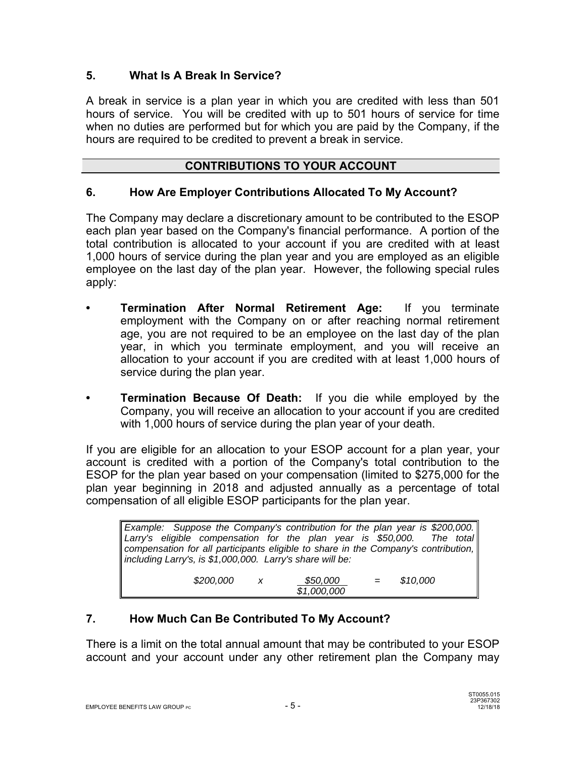## 5. What Is A Break In Service?

A break in service is a plan year in which you are credited with less than 501 hours of service. You will be credited with up to 501 hours of service for time when no duties are performed but for which you are paid by the Company, if the hours are required to be credited to prevent a break in service.

## CONTRIBUTIONS TO YOUR ACCOUNT

## 6. How Are Employer Contributions Allocated To My Account?

The Company may declare a discretionary amount to be contributed to the ESOP each plan year based on the Company's financial performance. A portion of the total contribution is allocated to your account if you are credited with at least 1,000 hours of service during the plan year and you are employed as an eligible employee on the last day of the plan year. However, the following special rules apply:

- **Termination After Normal Retirement Age:** If you terminate employment with the Company on or after reaching normal retirement age, you are not required to be an employee on the last day of the plan year, in which you terminate employment, and you will receive an allocation to your account if you are credited with at least 1,000 hours of service during the plan year.

- **Termination Because Of Death:** If you die while employed by the Company, you will receive an allocation to your account if you are credited with 1,000 hours of service during the plan year of your death.

If you are eligible for an allocation to your ESOP account for a plan year, your account is credited with a portion of the Company's total contribution to the ESOP for the plan year based on your compensation (limited to $275,000 for the plan year beginning in 2018 and adjusted annually as a percentage of total compensation of all eligible ESOP participants for the plan year.

> *Example: Suppose the Company's contribution for the plan year is $200,000. Larry's eligible compensation for the plan year is $50,000. The total compensation for all participants eligible to share in the Company's contribution, including Larry's, is $1,000,000. Larry's share will be:*
>
> $$\$200,000 \quad x \quad \frac{\$50,000}{\$1,000,000} \quad = \quad \$10,000$$

## 7. How Much Can Be Contributed To My Account?

There is a limit on the total annual amount that may be contributed to your ESOP account and your account under any other retirement plan the Company may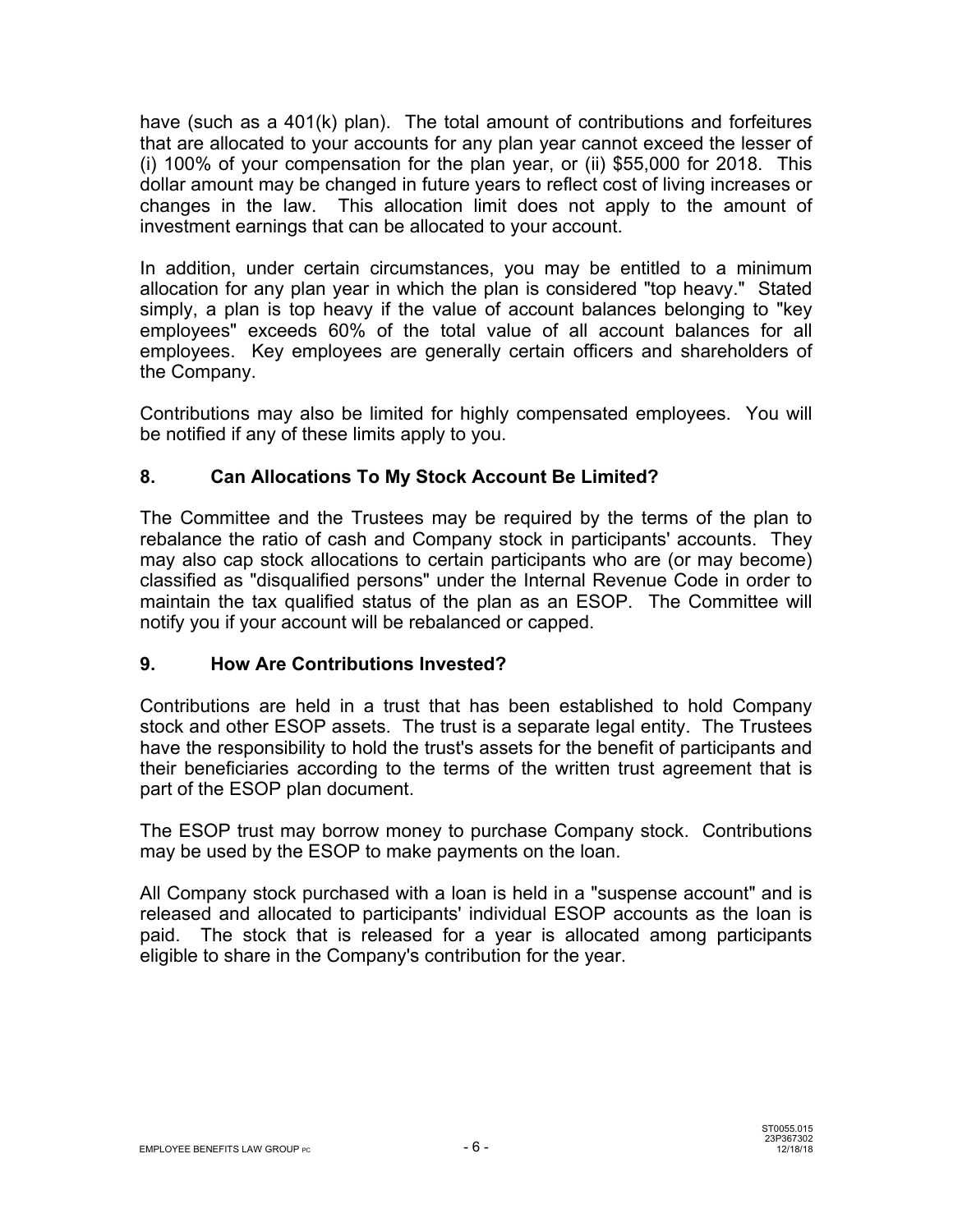have (such as a 401(k) plan). The total amount of contributions and forfeitures that are allocated to your accounts for any plan year cannot exceed the lesser of (i) 100% of your compensation for the plan year, or (ii) $55,000 for 2018. This dollar amount may be changed in future years to reflect cost of living increases or changes in the law. This allocation limit does not apply to the amount of investment earnings that can be allocated to your account.

In addition, under certain circumstances, you may be entitled to a minimum allocation for any plan year in which the plan is considered "top heavy." Stated simply, a plan is top heavy if the value of account balances belonging to "key employees" exceeds 60% of the total value of all account balances for all employees. Key employees are generally certain officers and shareholders of the Company.

Contributions may also be limited for highly compensated employees. You will be notified if any of these limits apply to you.

## 8. Can Allocations To My Stock Account Be Limited?

The Committee and the Trustees may be required by the terms of the plan to rebalance the ratio of cash and Company stock in participants' accounts. They may also cap stock allocations to certain participants who are (or may become) classified as "disqualified persons" under the Internal Revenue Code in order to maintain the tax qualified status of the plan as an ESOP. The Committee will notify you if your account will be rebalanced or capped.

## 9. How Are Contributions Invested?

Contributions are held in a trust that has been established to hold Company stock and other ESOP assets. The trust is a separate legal entity. The Trustees have the responsibility to hold the trust's assets for the benefit of participants and their beneficiaries according to the terms of the written trust agreement that is part of the ESOP plan document.

The ESOP trust may borrow money to purchase Company stock. Contributions may be used by the ESOP to make payments on the loan.

All Company stock purchased with a loan is held in a "suspense account" and is released and allocated to participants' individual ESOP accounts as the loan is paid. The stock that is released for a year is allocated among participants eligible to share in the Company's contribution for the year.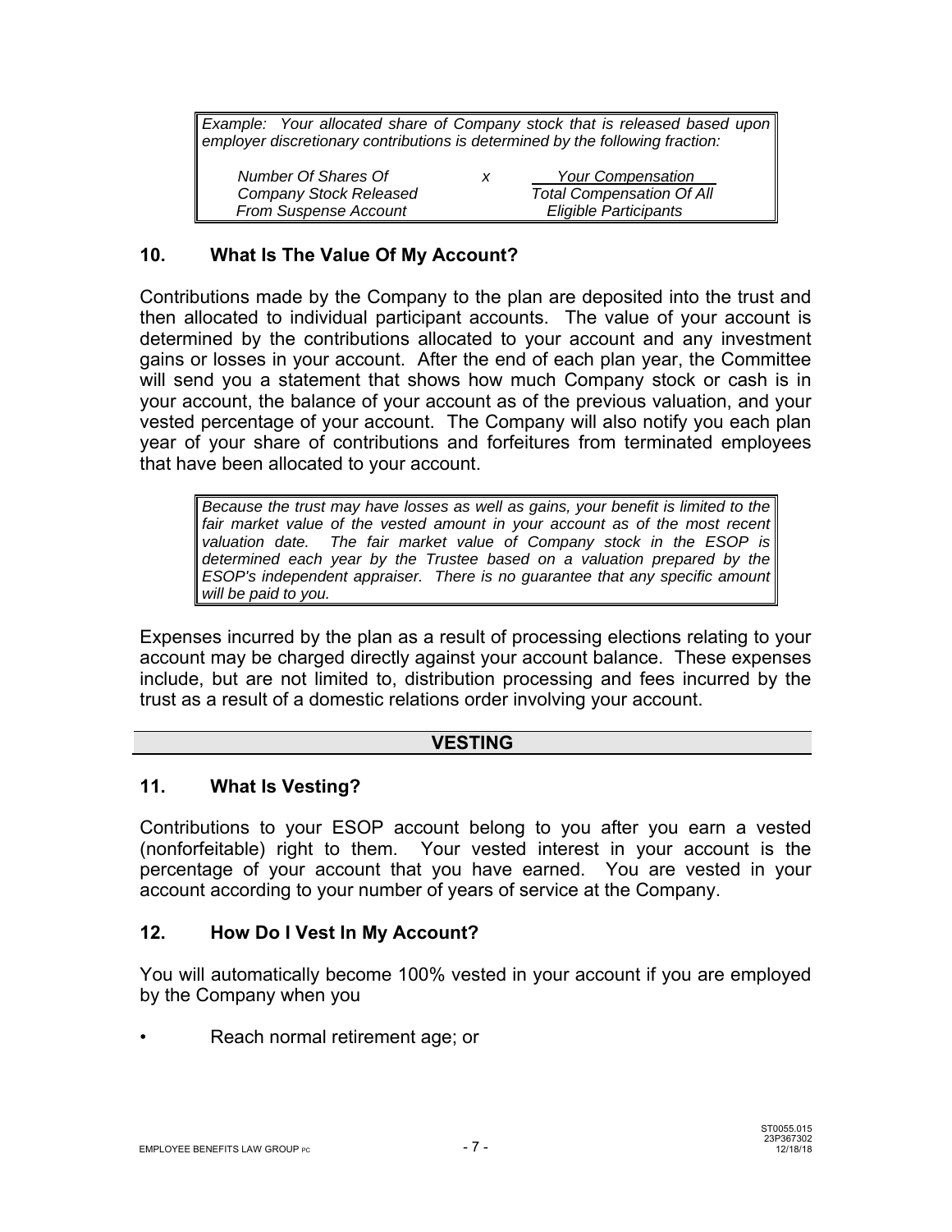> *Example: Your allocated share of Company stock that is released based upon employer discretionary contributions is determined by the following fraction:*
>
> $$\text{Number Of Shares Of Company Stock Released From Suspense Account} \times \frac{\text{Your Compensation}}{\text{Total Compensation Of All Eligible Participants}}$$

## 10. What Is The Value Of My Account?

Contributions made by the Company to the plan are deposited into the trust and then allocated to individual participant accounts. The value of your account is determined by the contributions allocated to your account and any investment gains or losses in your account. After the end of each plan year, the Committee will send you a statement that shows how much Company stock or cash is in your account, the balance of your account as of the previous valuation, and your vested percentage of your account. The Company will also notify you each plan year of your share of contributions and forfeitures from terminated employees that have been allocated to your account.

> *Because the trust may have losses as well as gains, your benefit is limited to the fair market value of the vested amount in your account as of the most recent valuation date. The fair market value of Company stock in the ESOP is determined each year by the Trustee based on a valuation prepared by the ESOP's independent appraiser. There is no guarantee that any specific amount will be paid to you.*

Expenses incurred by the plan as a result of processing elections relating to your account may be charged directly against your account balance. These expenses include, but are not limited to, distribution processing and fees incurred by the trust as a result of a domestic relations order involving your account.

# VESTING

## 11. What Is Vesting?

Contributions to your ESOP account belong to you after you earn a vested (nonforfeitable) right to them. Your vested interest in your account is the percentage of your account that you have earned. You are vested in your account according to your number of years of service at the Company.

## 12. How Do I Vest In My Account?

You will automatically become 100% vested in your account if you are employed by the Company when you

- Reach normal retirement age; or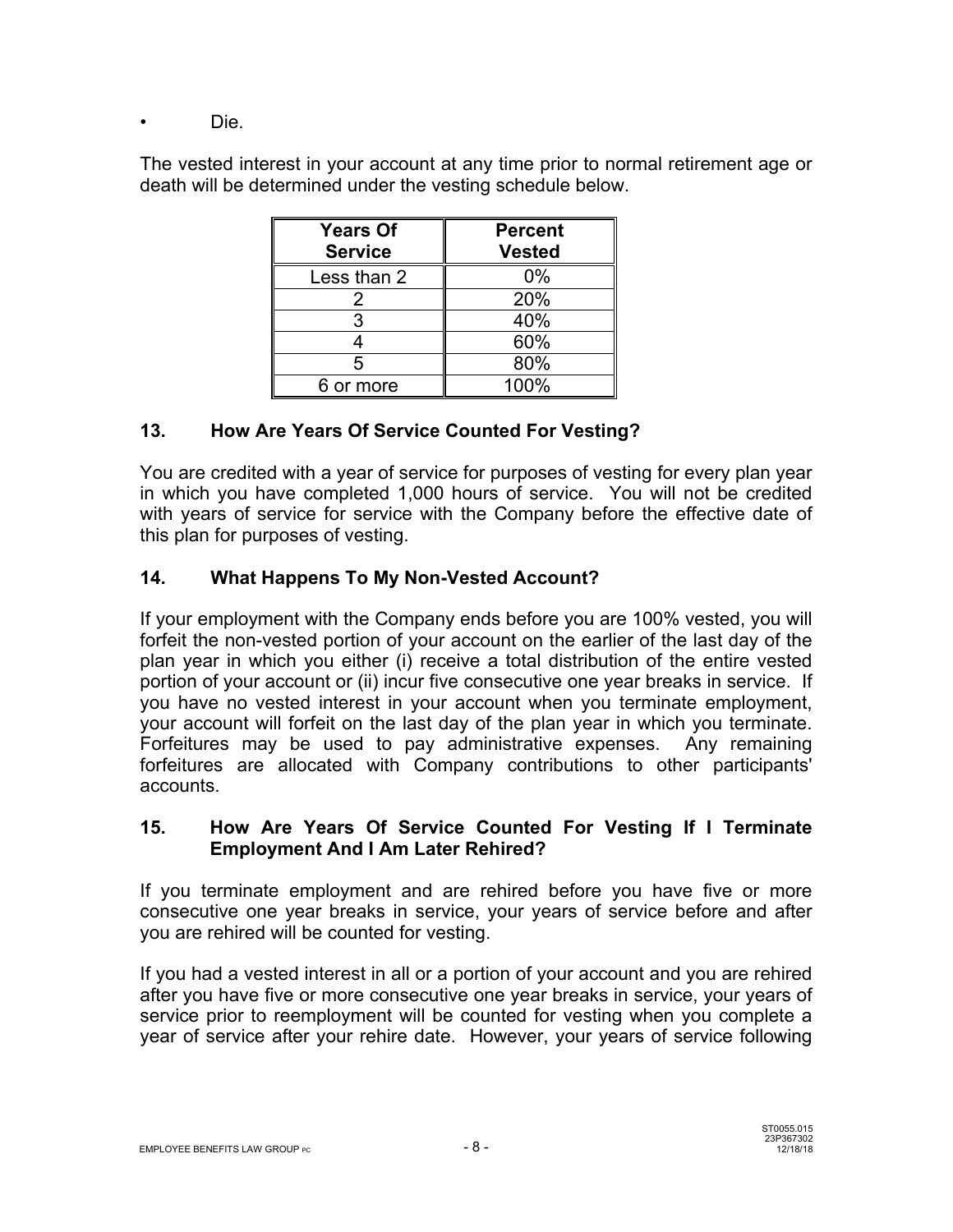- Die.

The vested interest in your account at any time prior to normal retirement age or death will be determined under the vesting schedule below.

| Years Of Service | Percent Vested |
| --- | --- |
| Less than 2 | 0% |
| 2 | 20% |
| 3 | 40% |
| 4 | 60% |
| 5 | 80% |
| 6 or more | 100% |

## 13. How Are Years Of Service Counted For Vesting?

You are credited with a year of service for purposes of vesting for every plan year in which you have completed 1,000 hours of service. You will not be credited with years of service for service with the Company before the effective date of this plan for purposes of vesting.

## 14. What Happens To My Non-Vested Account?

If your employment with the Company ends before you are 100% vested, you will forfeit the non-vested portion of your account on the earlier of the last day of the plan year in which you either (i) receive a total distribution of the entire vested portion of your account or (ii) incur five consecutive one year breaks in service. If you have no vested interest in your account when you terminate employment, your account will forfeit on the last day of the plan year in which you terminate. Forfeitures may be used to pay administrative expenses. Any remaining forfeitures are allocated with Company contributions to other participants' accounts.

## 15. How Are Years Of Service Counted For Vesting If I Terminate Employment And I Am Later Rehired?

If you terminate employment and are rehired before you have five or more consecutive one year breaks in service, your years of service before and after you are rehired will be counted for vesting.

If you had a vested interest in all or a portion of your account and you are rehired after you have five or more consecutive one year breaks in service, your years of service prior to reemployment will be counted for vesting when you complete a year of service after your rehire date. However, your years of service following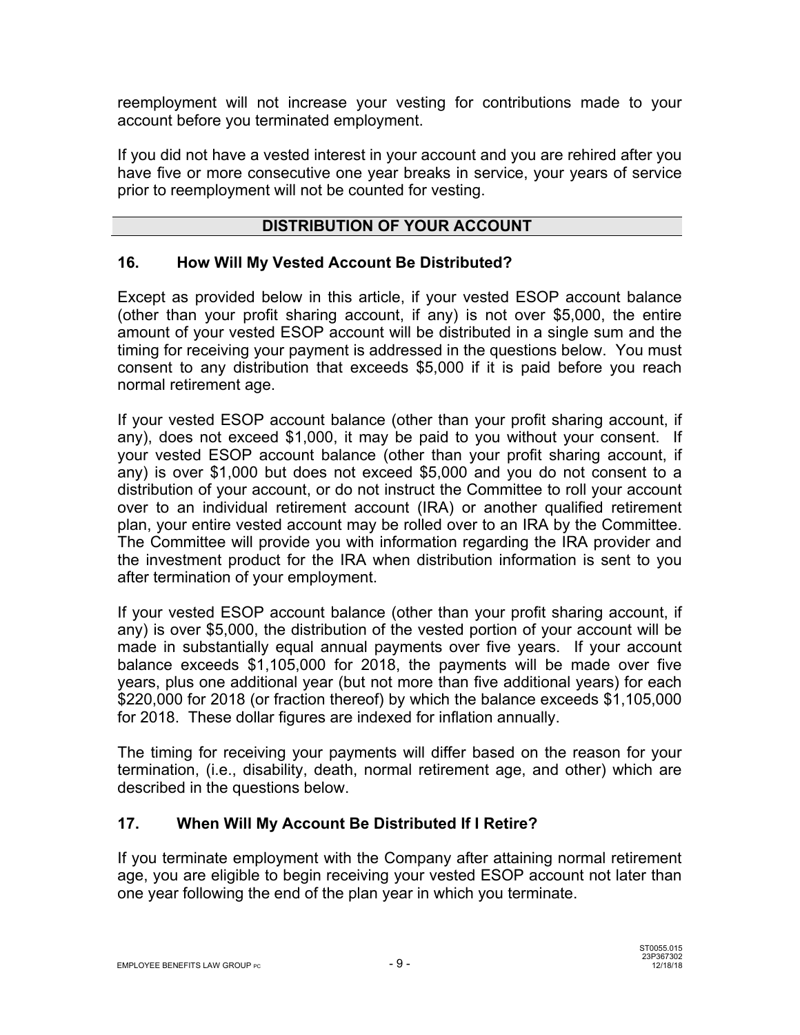reemployment will not increase your vesting for contributions made to your account before you terminated employment.

If you did not have a vested interest in your account and you are rehired after you have five or more consecutive one year breaks in service, your years of service prior to reemployment will not be counted for vesting.

## DISTRIBUTION OF YOUR ACCOUNT

### 16. How Will My Vested Account Be Distributed?

Except as provided below in this article, if your vested ESOP account balance (other than your profit sharing account, if any) is not over $5,000, the entire amount of your vested ESOP account will be distributed in a single sum and the timing for receiving your payment is addressed in the questions below. You must consent to any distribution that exceeds $5,000 if it is paid before you reach normal retirement age.

If your vested ESOP account balance (other than your profit sharing account, if any), does not exceed $1,000, it may be paid to you without your consent. If your vested ESOP account balance (other than your profit sharing account, if any) is over $1,000 but does not exceed $5,000 and you do not consent to a distribution of your account, or do not instruct the Committee to roll your account over to an individual retirement account (IRA) or another qualified retirement plan, your entire vested account may be rolled over to an IRA by the Committee. The Committee will provide you with information regarding the IRA provider and the investment product for the IRA when distribution information is sent to you after termination of your employment.

If your vested ESOP account balance (other than your profit sharing account, if any) is over $5,000, the distribution of the vested portion of your account will be made in substantially equal annual payments over five years. If your account balance exceeds $1,105,000 for 2018, the payments will be made over five years, plus one additional year (but not more than five additional years) for each $220,000 for 2018 (or fraction thereof) by which the balance exceeds $1,105,000 for 2018. These dollar figures are indexed for inflation annually.

The timing for receiving your payments will differ based on the reason for your termination, (i.e., disability, death, normal retirement age, and other) which are described in the questions below.

### 17. When Will My Account Be Distributed If I Retire?

If you terminate employment with the Company after attaining normal retirement age, you are eligible to begin receiving your vested ESOP account not later than one year following the end of the plan year in which you terminate.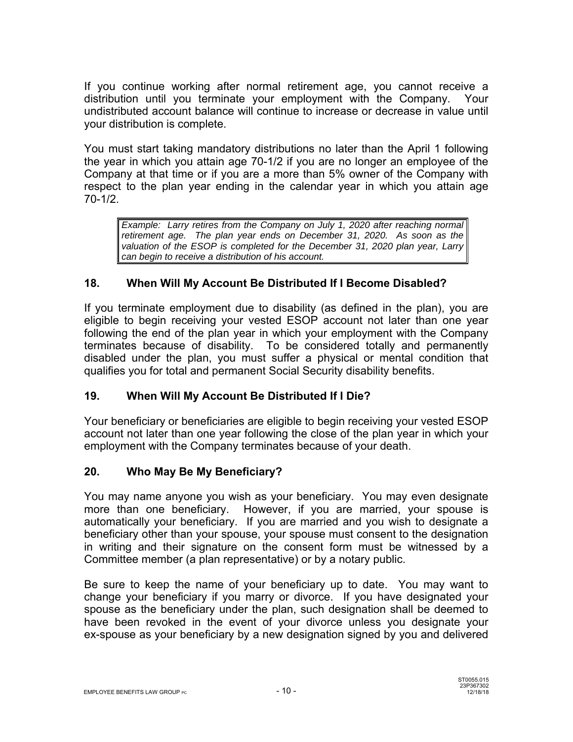If you continue working after normal retirement age, you cannot receive a distribution until you terminate your employment with the Company. Your undistributed account balance will continue to increase or decrease in value until your distribution is complete.

You must start taking mandatory distributions no later than the April 1 following the year in which you attain age 70-1/2 if you are no longer an employee of the Company at that time or if you are a more than 5% owner of the Company with respect to the plan year ending in the calendar year in which you attain age 70-1/2.

> *Example: Larry retires from the Company on July 1, 2020 after reaching normal retirement age. The plan year ends on December 31, 2020. As soon as the valuation of the ESOP is completed for the December 31, 2020 plan year, Larry can begin to receive a distribution of his account.*

## 18. When Will My Account Be Distributed If I Become Disabled?

If you terminate employment due to disability (as defined in the plan), you are eligible to begin receiving your vested ESOP account not later than one year following the end of the plan year in which your employment with the Company terminates because of disability. To be considered totally and permanently disabled under the plan, you must suffer a physical or mental condition that qualifies you for total and permanent Social Security disability benefits.

## 19. When Will My Account Be Distributed If I Die?

Your beneficiary or beneficiaries are eligible to begin receiving your vested ESOP account not later than one year following the close of the plan year in which your employment with the Company terminates because of your death.

## 20. Who May Be My Beneficiary?

You may name anyone you wish as your beneficiary. You may even designate more than one beneficiary. However, if you are married, your spouse is automatically your beneficiary. If you are married and you wish to designate a beneficiary other than your spouse, your spouse must consent to the designation in writing and their signature on the consent form must be witnessed by a Committee member (a plan representative) or by a notary public.

Be sure to keep the name of your beneficiary up to date. You may want to change your beneficiary if you marry or divorce. If you have designated your spouse as the beneficiary under the plan, such designation shall be deemed to have been revoked in the event of your divorce unless you designate your ex-spouse as your beneficiary by a new designation signed by you and delivered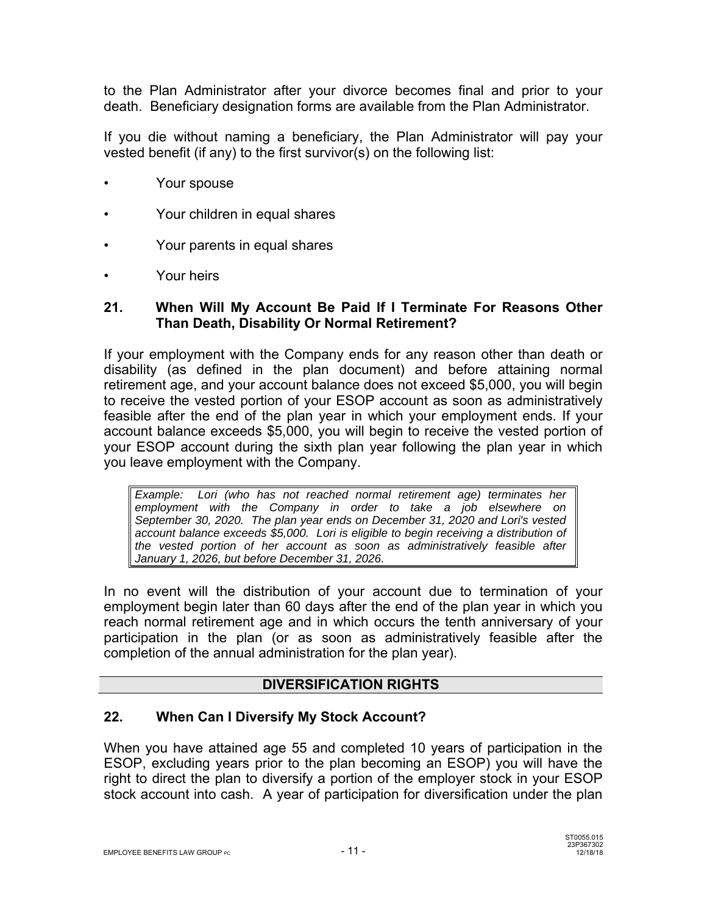to the Plan Administrator after your divorce becomes final and prior to your death. Beneficiary designation forms are available from the Plan Administrator.

If you die without naming a beneficiary, the Plan Administrator will pay your vested benefit (if any) to the first survivor(s) on the following list:

- Your spouse
- Your children in equal shares
- Your parents in equal shares
- Your heirs

### 21. When Will My Account Be Paid If I Terminate For Reasons Other Than Death, Disability Or Normal Retirement?

If your employment with the Company ends for any reason other than death or disability (as defined in the plan document) and before attaining normal retirement age, and your account balance does not exceed $5,000, you will begin to receive the vested portion of your ESOP account as soon as administratively feasible after the end of the plan year in which your employment ends. If your account balance exceeds $5,000, you will begin to receive the vested portion of your ESOP account during the sixth plan year following the plan year in which you leave employment with the Company.

> *Example: Lori (who has not reached normal retirement age) terminates her employment with the Company in order to take a job elsewhere on September 30, 2020. The plan year ends on December 31, 2020 and Lori's vested account balance exceeds $5,000. Lori is eligible to begin receiving a distribution of the vested portion of her account as soon as administratively feasible after January 1, 2026, but before December 31, 2026.*

In no event will the distribution of your account due to termination of your employment begin later than 60 days after the end of the plan year in which you reach normal retirement age and in which occurs the tenth anniversary of your participation in the plan (or as soon as administratively feasible after the completion of the annual administration for the plan year).

## DIVERSIFICATION RIGHTS

### 22. When Can I Diversify My Stock Account?

When you have attained age 55 and completed 10 years of participation in the ESOP, excluding years prior to the plan becoming an ESOP) you will have the right to direct the plan to diversify a portion of the employer stock in your ESOP stock account into cash. A year of participation for diversification under the plan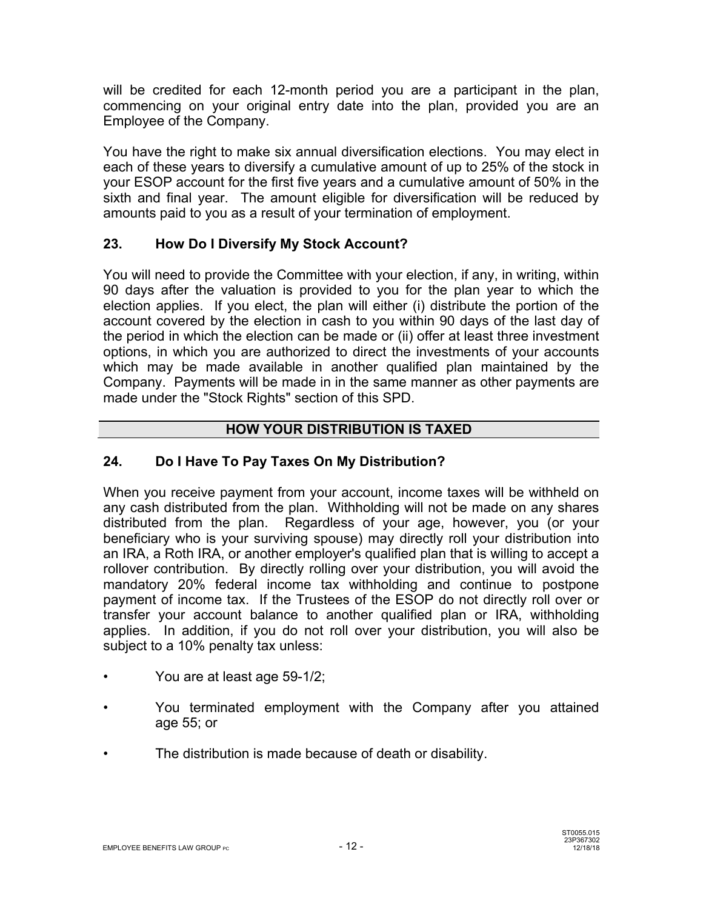will be credited for each 12-month period you are a participant in the plan, commencing on your original entry date into the plan, provided you are an Employee of the Company.

You have the right to make six annual diversification elections. You may elect in each of these years to diversify a cumulative amount of up to 25% of the stock in your ESOP account for the first five years and a cumulative amount of 50% in the sixth and final year. The amount eligible for diversification will be reduced by amounts paid to you as a result of your termination of employment.

### 23. How Do I Diversify My Stock Account?

You will need to provide the Committee with your election, if any, in writing, within 90 days after the valuation is provided to you for the plan year to which the election applies. If you elect, the plan will either (i) distribute the portion of the account covered by the election in cash to you within 90 days of the last day of the period in which the election can be made or (ii) offer at least three investment options, in which you are authorized to direct the investments of your accounts which may be made available in another qualified plan maintained by the Company. Payments will be made in in the same manner as other payments are made under the "Stock Rights" section of this SPD.

## HOW YOUR DISTRIBUTION IS TAXED

### 24. Do I Have To Pay Taxes On My Distribution?

When you receive payment from your account, income taxes will be withheld on any cash distributed from the plan. Withholding will not be made on any shares distributed from the plan. Regardless of your age, however, you (or your beneficiary who is your surviving spouse) may directly roll your distribution into an IRA, a Roth IRA, or another employer's qualified plan that is willing to accept a rollover contribution. By directly rolling over your distribution, you will avoid the mandatory 20% federal income tax withholding and continue to postpone payment of income tax. If the Trustees of the ESOP do not directly roll over or transfer your account balance to another qualified plan or IRA, withholding applies. In addition, if you do not roll over your distribution, you will also be subject to a 10% penalty tax unless:

- You are at least age 59-1/2;
- You terminated employment with the Company after you attained age 55; or
- The distribution is made because of death or disability.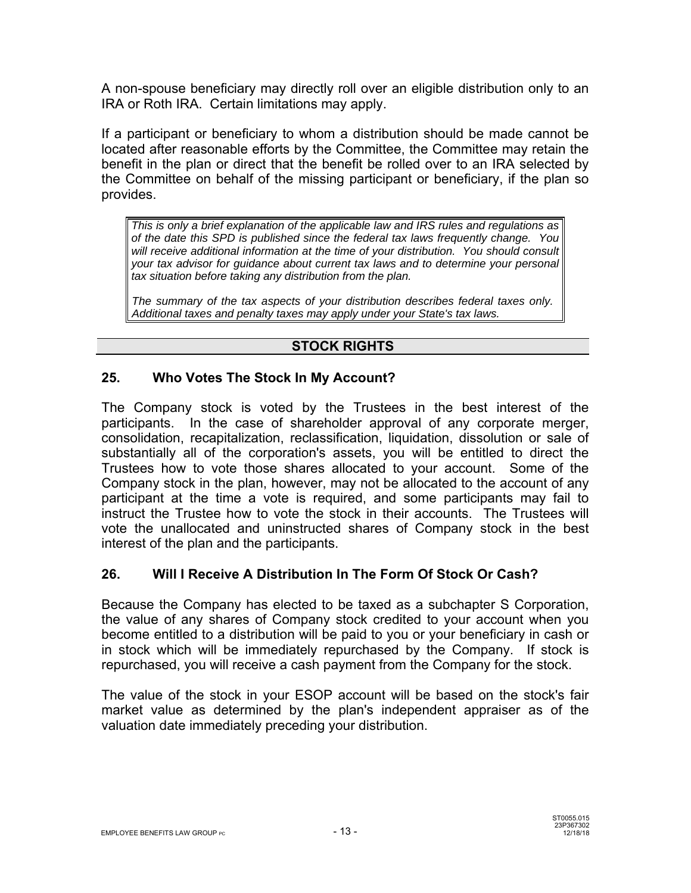A non-spouse beneficiary may directly roll over an eligible distribution only to an IRA or Roth IRA. Certain limitations may apply.

If a participant or beneficiary to whom a distribution should be made cannot be located after reasonable efforts by the Committee, the Committee may retain the benefit in the plan or direct that the benefit be rolled over to an IRA selected by the Committee on behalf of the missing participant or beneficiary, if the plan so provides.

> *This is only a brief explanation of the applicable law and IRS rules and regulations as of the date this SPD is published since the federal tax laws frequently change. You will receive additional information at the time of your distribution. You should consult your tax advisor for guidance about current tax laws and to determine your personal tax situation before taking any distribution from the plan.*
>
> *The summary of the tax aspects of your distribution describes federal taxes only. Additional taxes and penalty taxes may apply under your State's tax laws.*

## STOCK RIGHTS

### 25. Who Votes The Stock In My Account?

The Company stock is voted by the Trustees in the best interest of the participants. In the case of shareholder approval of any corporate merger, consolidation, recapitalization, reclassification, liquidation, dissolution or sale of substantially all of the corporation's assets, you will be entitled to direct the Trustees how to vote those shares allocated to your account. Some of the Company stock in the plan, however, may not be allocated to the account of any participant at the time a vote is required, and some participants may fail to instruct the Trustee how to vote the stock in their accounts. The Trustees will vote the unallocated and uninstructed shares of Company stock in the best interest of the plan and the participants.

### 26. Will I Receive A Distribution In The Form Of Stock Or Cash?

Because the Company has elected to be taxed as a subchapter S Corporation, the value of any shares of Company stock credited to your account when you become entitled to a distribution will be paid to you or your beneficiary in cash or in stock which will be immediately repurchased by the Company. If stock is repurchased, you will receive a cash payment from the Company for the stock.

The value of the stock in your ESOP account will be based on the stock's fair market value as determined by the plan's independent appraiser as of the valuation date immediately preceding your distribution.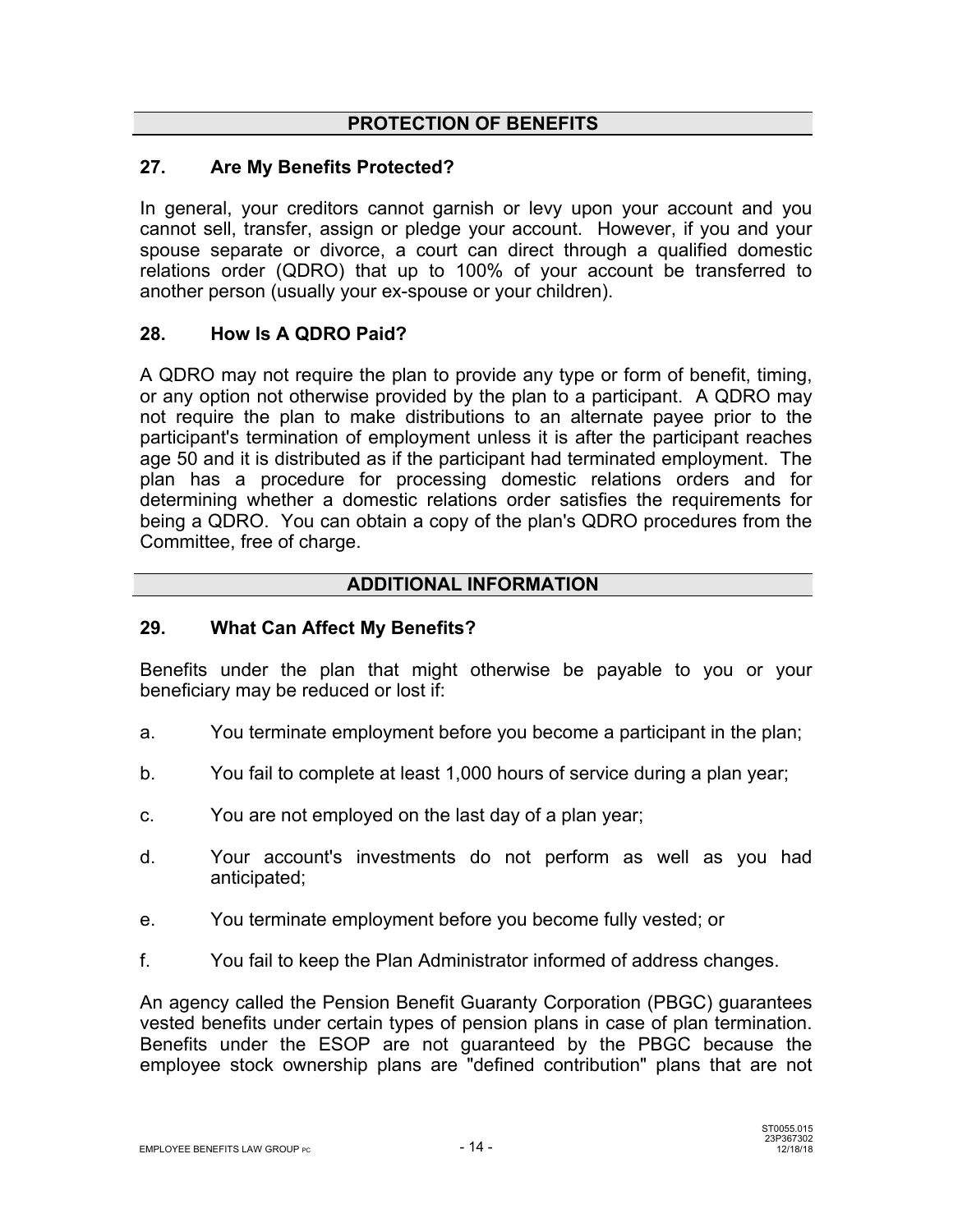## PROTECTION OF BENEFITS

### 27. Are My Benefits Protected?

In general, your creditors cannot garnish or levy upon your account and you cannot sell, transfer, assign or pledge your account. However, if you and your spouse separate or divorce, a court can direct through a qualified domestic relations order (QDRO) that up to 100% of your account be transferred to another person (usually your ex-spouse or your children).

### 28. How Is A QDRO Paid?

A QDRO may not require the plan to provide any type or form of benefit, timing, or any option not otherwise provided by the plan to a participant. A QDRO may not require the plan to make distributions to an alternate payee prior to the participant's termination of employment unless it is after the participant reaches age 50 and it is distributed as if the participant had terminated employment. The plan has a procedure for processing domestic relations orders and for determining whether a domestic relations order satisfies the requirements for being a QDRO. You can obtain a copy of the plan's QDRO procedures from the Committee, free of charge.

## ADDITIONAL INFORMATION

### 29. What Can Affect My Benefits?

Benefits under the plan that might otherwise be payable to you or your beneficiary may be reduced or lost if:

a. You terminate employment before you become a participant in the plan;

b. You fail to complete at least 1,000 hours of service during a plan year;

c. You are not employed on the last day of a plan year;

d. Your account's investments do not perform as well as you had anticipated;

e. You terminate employment before you become fully vested; or

f. You fail to keep the Plan Administrator informed of address changes.

An agency called the Pension Benefit Guaranty Corporation (PBGC) guarantees vested benefits under certain types of pension plans in case of plan termination. Benefits under the ESOP are not guaranteed by the PBGC because the employee stock ownership plans are "defined contribution" plans that are not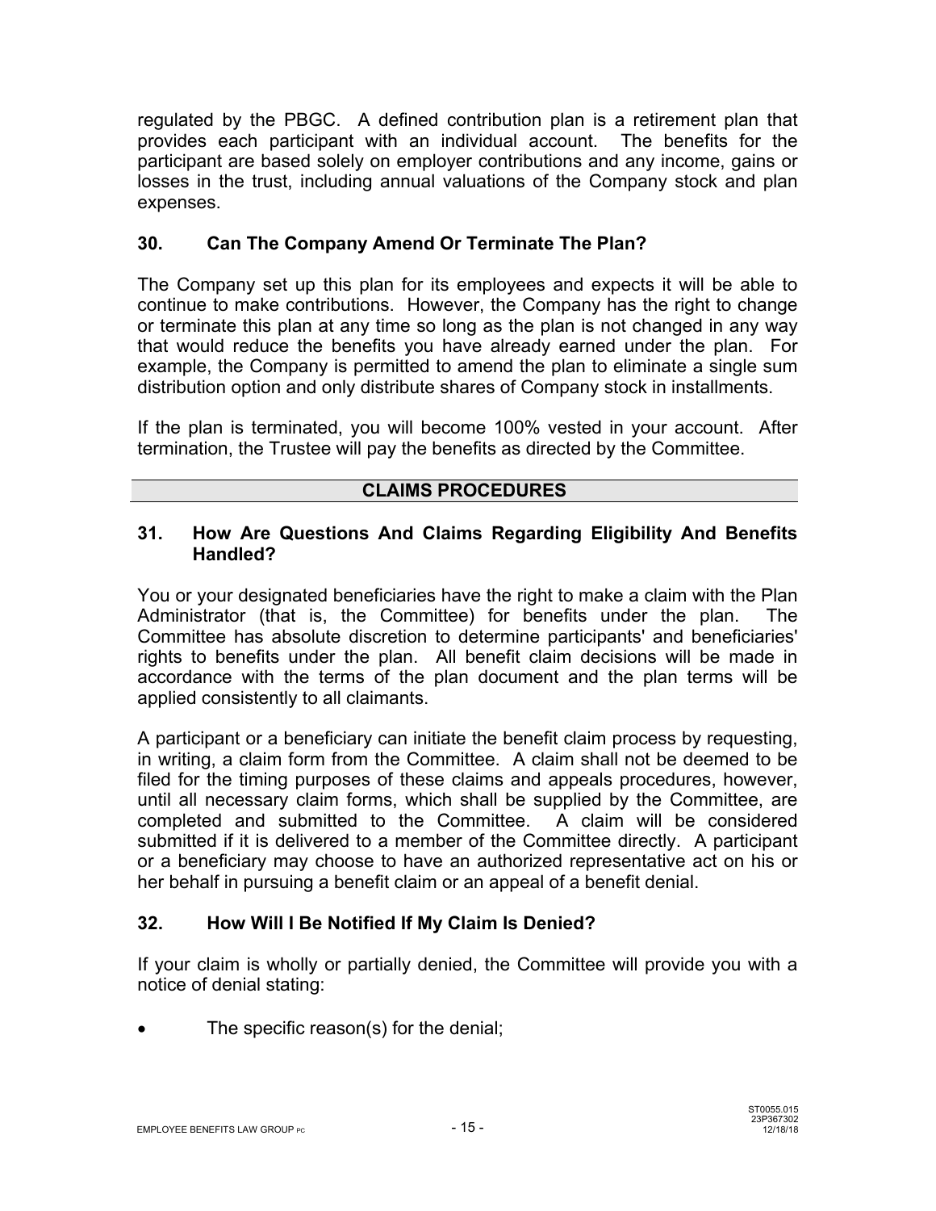regulated by the PBGC. A defined contribution plan is a retirement plan that provides each participant with an individual account. The benefits for the participant are based solely on employer contributions and any income, gains or losses in the trust, including annual valuations of the Company stock and plan expenses.

### 30. Can The Company Amend Or Terminate The Plan?

The Company set up this plan for its employees and expects it will be able to continue to make contributions. However, the Company has the right to change or terminate this plan at any time so long as the plan is not changed in any way that would reduce the benefits you have already earned under the plan. For example, the Company is permitted to amend the plan to eliminate a single sum distribution option and only distribute shares of Company stock in installments.

If the plan is terminated, you will become 100% vested in your account. After termination, the Trustee will pay the benefits as directed by the Committee.

## CLAIMS PROCEDURES

### 31. How Are Questions And Claims Regarding Eligibility And Benefits Handled?

You or your designated beneficiaries have the right to make a claim with the Plan Administrator (that is, the Committee) for benefits under the plan. The Committee has absolute discretion to determine participants' and beneficiaries' rights to benefits under the plan. All benefit claim decisions will be made in accordance with the terms of the plan document and the plan terms will be applied consistently to all claimants.

A participant or a beneficiary can initiate the benefit claim process by requesting, in writing, a claim form from the Committee. A claim shall not be deemed to be filed for the timing purposes of these claims and appeals procedures, however, until all necessary claim forms, which shall be supplied by the Committee, are completed and submitted to the Committee. A claim will be considered submitted if it is delivered to a member of the Committee directly. A participant or a beneficiary may choose to have an authorized representative act on his or her behalf in pursuing a benefit claim or an appeal of a benefit denial.

### 32. How Will I Be Notified If My Claim Is Denied?

If your claim is wholly or partially denied, the Committee will provide you with a notice of denial stating:

- The specific reason(s) for the denial;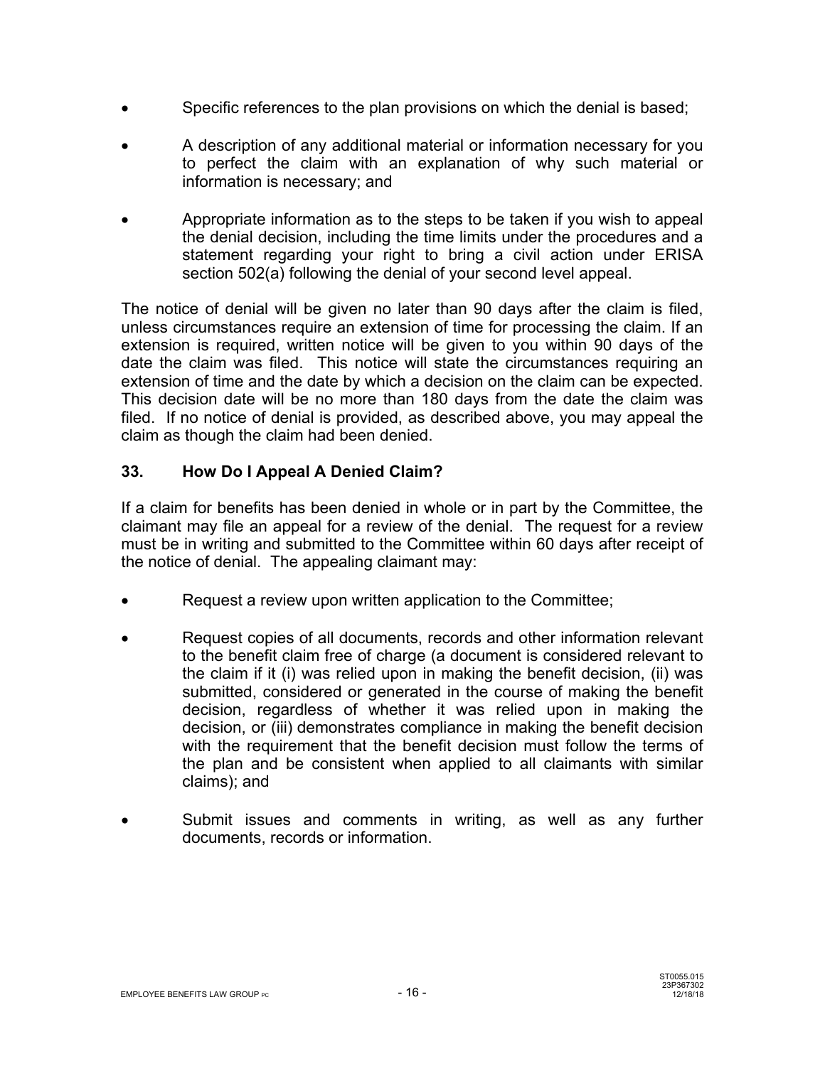- Specific references to the plan provisions on which the denial is based;
- A description of any additional material or information necessary for you to perfect the claim with an explanation of why such material or information is necessary; and
- Appropriate information as to the steps to be taken if you wish to appeal the denial decision, including the time limits under the procedures and a statement regarding your right to bring a civil action under ERISA section 502(a) following the denial of your second level appeal.

The notice of denial will be given no later than 90 days after the claim is filed, unless circumstances require an extension of time for processing the claim. If an extension is required, written notice will be given to you within 90 days of the date the claim was filed. This notice will state the circumstances requiring an extension of time and the date by which a decision on the claim can be expected. This decision date will be no more than 180 days from the date the claim was filed. If no notice of denial is provided, as described above, you may appeal the claim as though the claim had been denied.

### 33. How Do I Appeal A Denied Claim?

If a claim for benefits has been denied in whole or in part by the Committee, the claimant may file an appeal for a review of the denial. The request for a review must be in writing and submitted to the Committee within 60 days after receipt of the notice of denial. The appealing claimant may:

- Request a review upon written application to the Committee;
- Request copies of all documents, records and other information relevant to the benefit claim free of charge (a document is considered relevant to the claim if it (i) was relied upon in making the benefit decision, (ii) was submitted, considered or generated in the course of making the benefit decision, regardless of whether it was relied upon in making the decision, or (iii) demonstrates compliance in making the benefit decision with the requirement that the benefit decision must follow the terms of the plan and be consistent when applied to all claimants with similar claims); and
- Submit issues and comments in writing, as well as any further documents, records or information.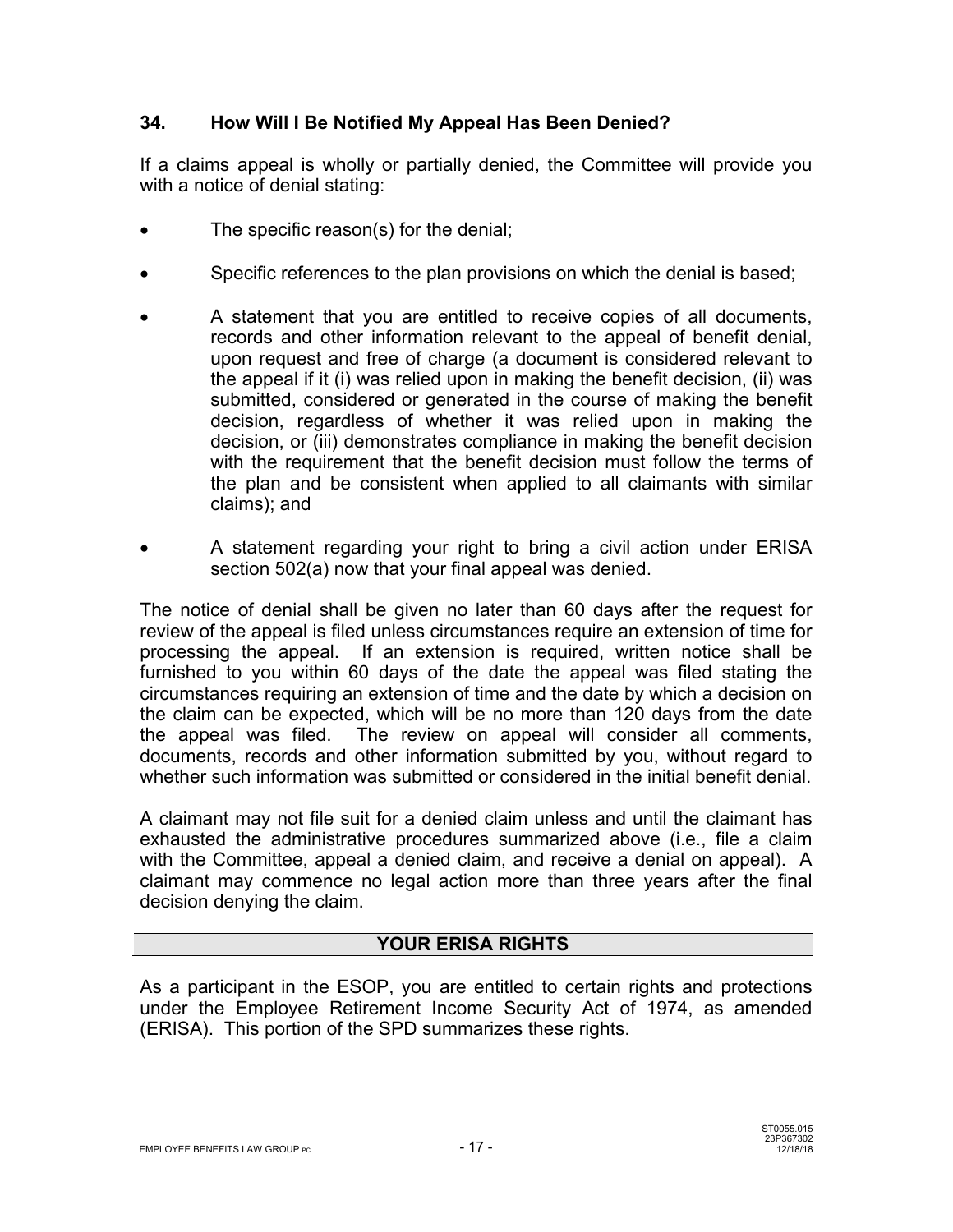### 34. How Will I Be Notified My Appeal Has Been Denied?

If a claims appeal is wholly or partially denied, the Committee will provide you with a notice of denial stating:

- The specific reason(s) for the denial;
- Specific references to the plan provisions on which the denial is based;
- A statement that you are entitled to receive copies of all documents, records and other information relevant to the appeal of benefit denial, upon request and free of charge (a document is considered relevant to the appeal if it (i) was relied upon in making the benefit decision, (ii) was submitted, considered or generated in the course of making the benefit decision, regardless of whether it was relied upon in making the decision, or (iii) demonstrates compliance in making the benefit decision with the requirement that the benefit decision must follow the terms of the plan and be consistent when applied to all claimants with similar claims); and
- A statement regarding your right to bring a civil action under ERISA section 502(a) now that your final appeal was denied.

The notice of denial shall be given no later than 60 days after the request for review of the appeal is filed unless circumstances require an extension of time for processing the appeal. If an extension is required, written notice shall be furnished to you within 60 days of the date the appeal was filed stating the circumstances requiring an extension of time and the date by which a decision on the claim can be expected, which will be no more than 120 days from the date the appeal was filed. The review on appeal will consider all comments, documents, records and other information submitted by you, without regard to whether such information was submitted or considered in the initial benefit denial.

A claimant may not file suit for a denied claim unless and until the claimant has exhausted the administrative procedures summarized above (i.e., file a claim with the Committee, appeal a denied claim, and receive a denial on appeal). A claimant may commence no legal action more than three years after the final decision denying the claim.

## YOUR ERISA RIGHTS

As a participant in the ESOP, you are entitled to certain rights and protections under the Employee Retirement Income Security Act of 1974, as amended (ERISA). This portion of the SPD summarizes these rights.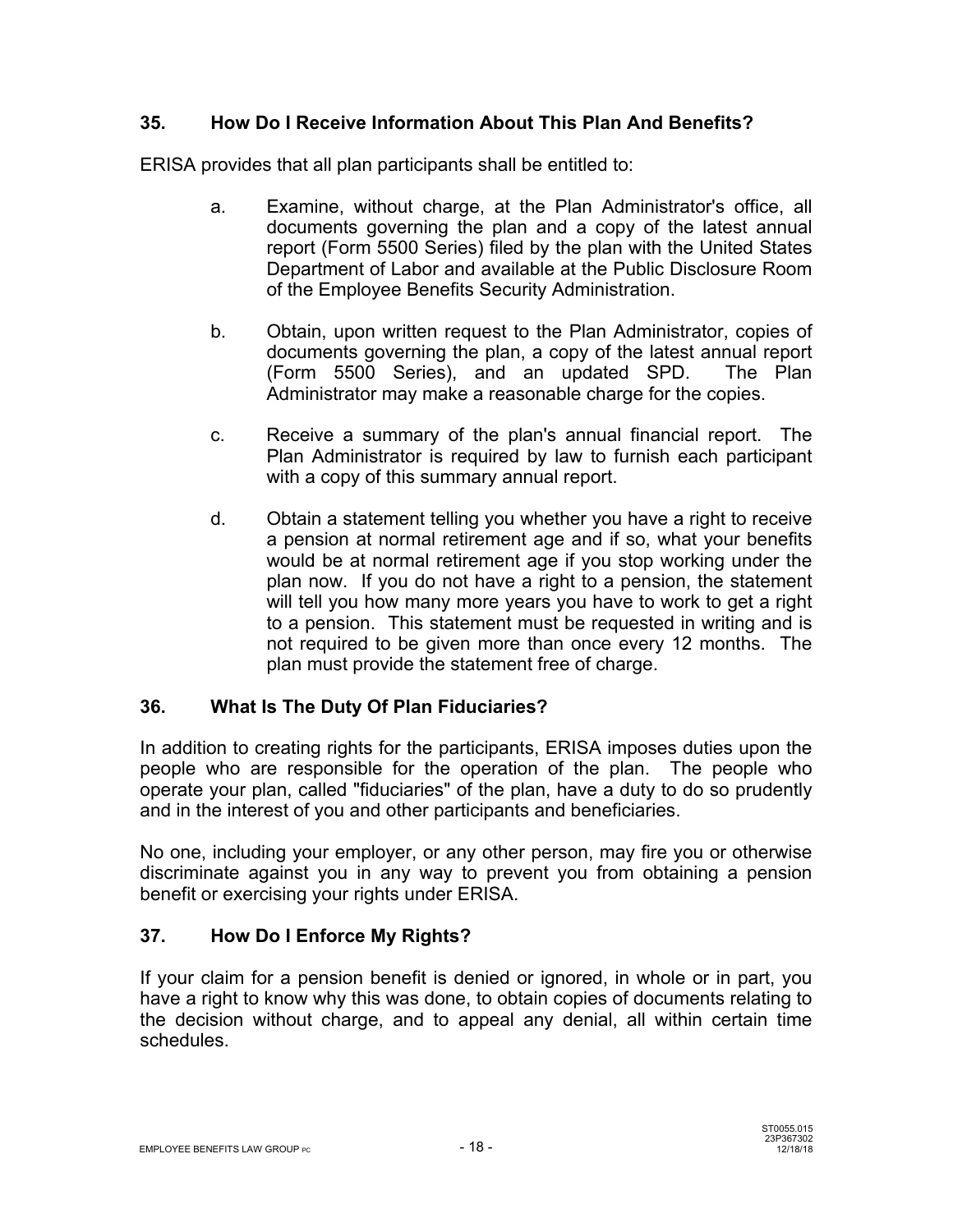### 35. How Do I Receive Information About This Plan And Benefits?

ERISA provides that all plan participants shall be entitled to:

a. Examine, without charge, at the Plan Administrator's office, all documents governing the plan and a copy of the latest annual report (Form 5500 Series) filed by the plan with the United States Department of Labor and available at the Public Disclosure Room of the Employee Benefits Security Administration.

b. Obtain, upon written request to the Plan Administrator, copies of documents governing the plan, a copy of the latest annual report (Form 5500 Series), and an updated SPD. The Plan Administrator may make a reasonable charge for the copies.

c. Receive a summary of the plan's annual financial report. The Plan Administrator is required by law to furnish each participant with a copy of this summary annual report.

d. Obtain a statement telling you whether you have a right to receive a pension at normal retirement age and if so, what your benefits would be at normal retirement age if you stop working under the plan now. If you do not have a right to a pension, the statement will tell you how many more years you have to work to get a right to a pension. This statement must be requested in writing and is not required to be given more than once every 12 months. The plan must provide the statement free of charge.

### 36. What Is The Duty Of Plan Fiduciaries?

In addition to creating rights for the participants, ERISA imposes duties upon the people who are responsible for the operation of the plan. The people who operate your plan, called "fiduciaries" of the plan, have a duty to do so prudently and in the interest of you and other participants and beneficiaries.

No one, including your employer, or any other person, may fire you or otherwise discriminate against you in any way to prevent you from obtaining a pension benefit or exercising your rights under ERISA.

### 37. How Do I Enforce My Rights?

If your claim for a pension benefit is denied or ignored, in whole or in part, you have a right to know why this was done, to obtain copies of documents relating to the decision without charge, and to appeal any denial, all within certain time schedules.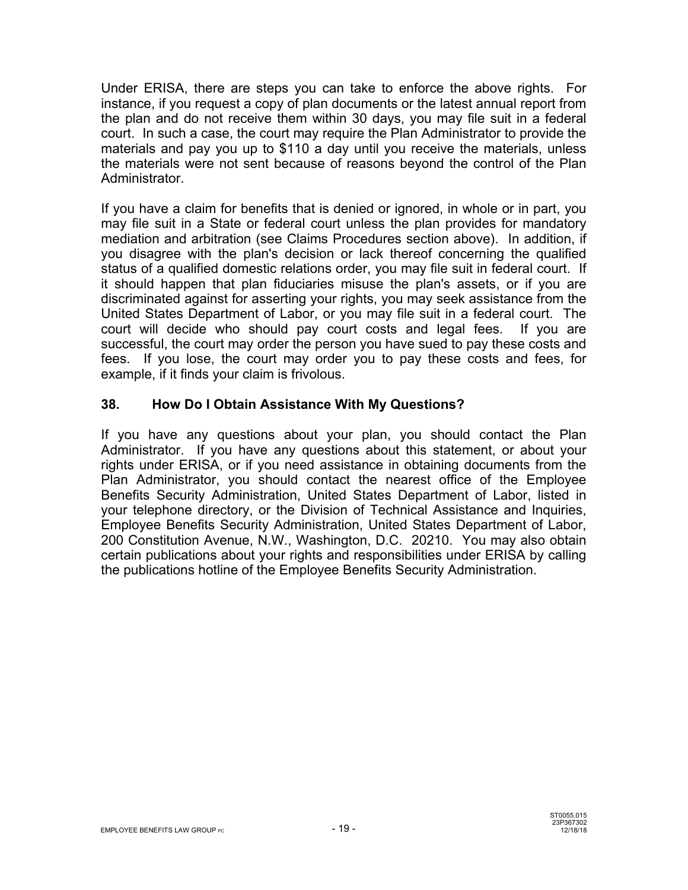Under ERISA, there are steps you can take to enforce the above rights. For instance, if you request a copy of plan documents or the latest annual report from the plan and do not receive them within 30 days, you may file suit in a federal court. In such a case, the court may require the Plan Administrator to provide the materials and pay you up to $110 a day until you receive the materials, unless the materials were not sent because of reasons beyond the control of the Plan Administrator.

If you have a claim for benefits that is denied or ignored, in whole or in part, you may file suit in a State or federal court unless the plan provides for mandatory mediation and arbitration (see Claims Procedures section above). In addition, if you disagree with the plan's decision or lack thereof concerning the qualified status of a qualified domestic relations order, you may file suit in federal court. If it should happen that plan fiduciaries misuse the plan's assets, or if you are discriminated against for asserting your rights, you may seek assistance from the United States Department of Labor, or you may file suit in a federal court. The court will decide who should pay court costs and legal fees. If you are successful, the court may order the person you have sued to pay these costs and fees. If you lose, the court may order you to pay these costs and fees, for example, if it finds your claim is frivolous.

### 38. How Do I Obtain Assistance With My Questions?

If you have any questions about your plan, you should contact the Plan Administrator. If you have any questions about this statement, or about your rights under ERISA, or if you need assistance in obtaining documents from the Plan Administrator, you should contact the nearest office of the Employee Benefits Security Administration, United States Department of Labor, listed in your telephone directory, or the Division of Technical Assistance and Inquiries, Employee Benefits Security Administration, United States Department of Labor, 200 Constitution Avenue, N.W., Washington, D.C. 20210. You may also obtain certain publications about your rights and responsibilities under ERISA by calling the publications hotline of the Employee Benefits Security Administration.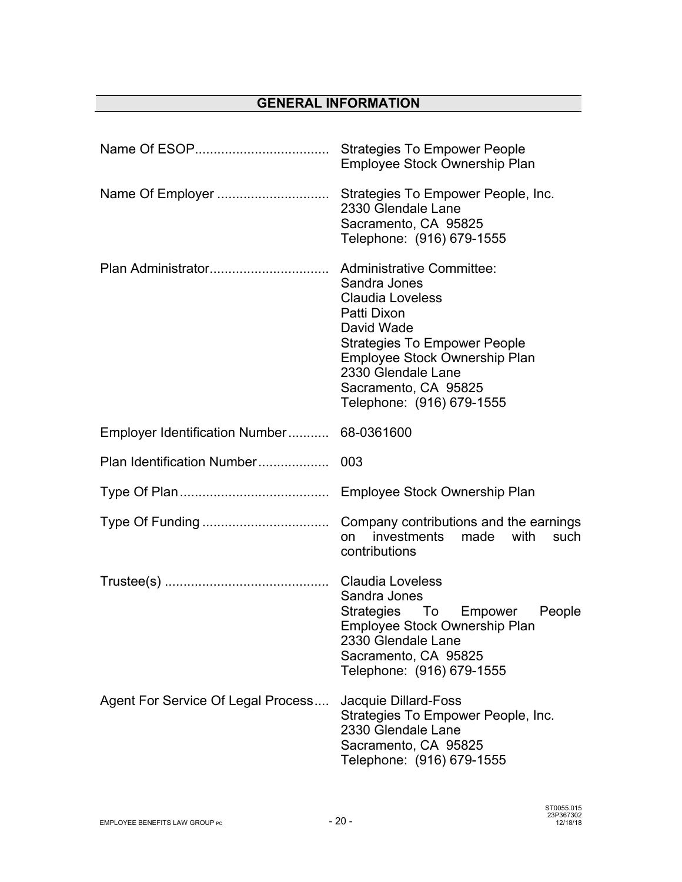## GENERAL INFORMATION

| | |
|---|---|
| Name Of ESOP | Strategies To Empower People Employee Stock Ownership Plan |
| Name Of Employer | Strategies To Empower People, Inc.<br>2330 Glendale Lane<br>Sacramento, CA 95825<br>Telephone: (916) 679-1555 |
| Plan Administrator | Administrative Committee:<br>Sandra Jones<br>Claudia Loveless<br>Patti Dixon<br>David Wade<br>Strategies To Empower People Employee Stock Ownership Plan<br>2330 Glendale Lane<br>Sacramento, CA 95825<br>Telephone: (916) 679-1555 |
| Employer Identification Number | 68-0361600 |
| Plan Identification Number | 003 |
| Type Of Plan | Employee Stock Ownership Plan |
| Type Of Funding | Company contributions and the earnings on investments made with such contributions |
| Trustee(s) | Claudia Loveless<br>Sandra Jones<br>Strategies To Empower People Employee Stock Ownership Plan<br>2330 Glendale Lane<br>Sacramento, CA 95825<br>Telephone: (916) 679-1555 |
| Agent For Service Of Legal Process | Jacquie Dillard-Foss<br>Strategies To Empower People, Inc.<br>2330 Glendale Lane<br>Sacramento, CA 95825<br>Telephone: (916) 679-1555 |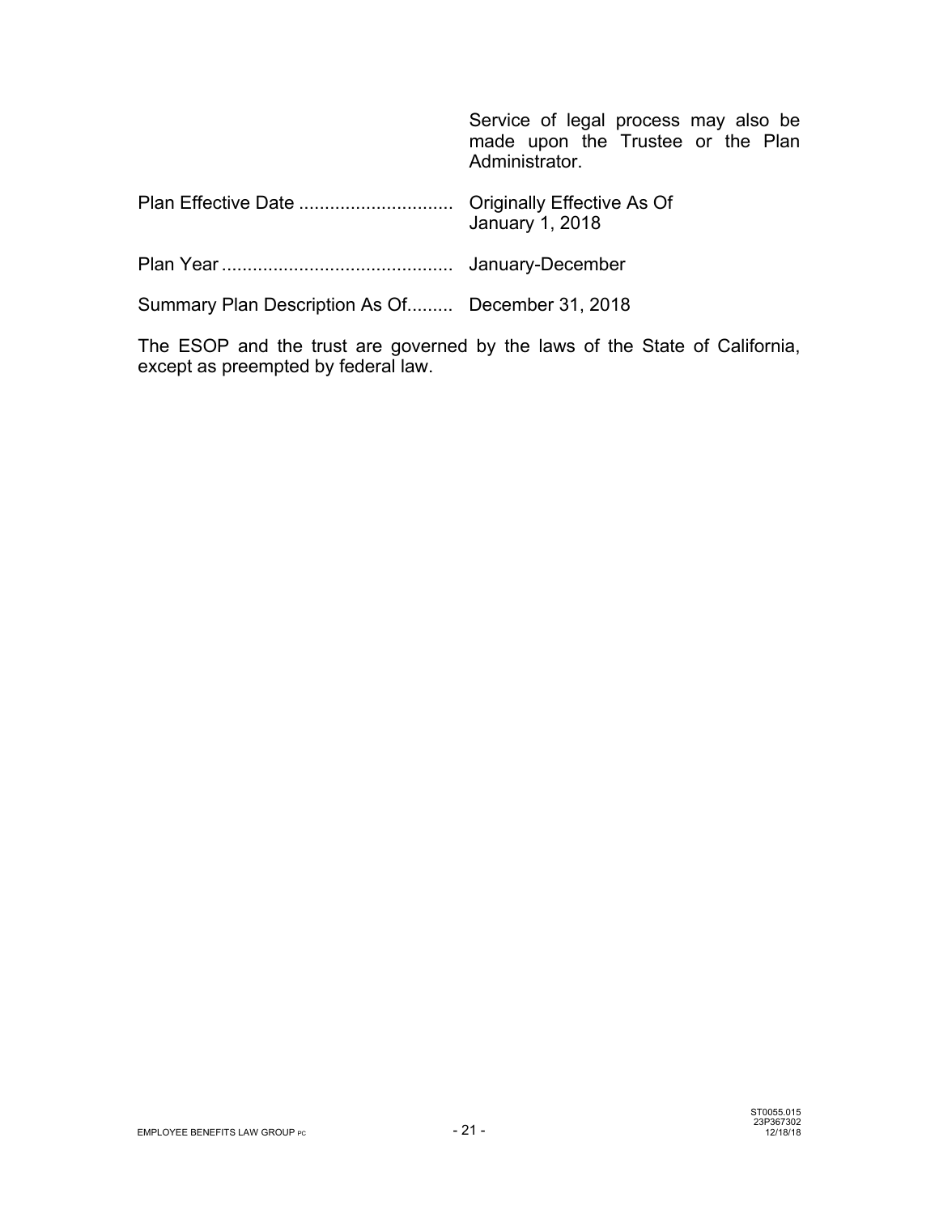| | |
|---|---|
| | Service of legal process may also be made upon the Trustee or the Plan Administrator. |
| Plan Effective Date | Originally Effective As Of January 1, 2018 |
| Plan Year | January-December |
| Summary Plan Description As Of | December 31, 2018 |

The ESOP and the trust are governed by the laws of the State of California, except as preempted by federal law.